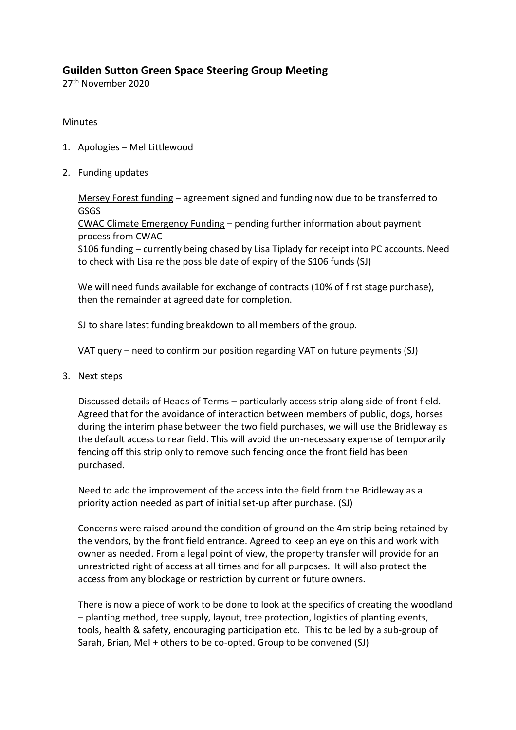## Guilden Sutton Green Space Steering Group Meeting

27th November 2020

Minutes

1. Apologies – Mel Littlewood

2. Funding updates

   Mersey Forest funding – agreement signed and funding now due to be transferred to GSGS
   CWAC Climate Emergency Funding – pending further information about payment process from CWAC
   S106 funding – currently being chased by Lisa Tiplady for receipt into PC accounts. Need to check with Lisa re the possible date of expiry of the S106 funds (SJ)

   We will need funds available for exchange of contracts (10% of first stage purchase), then the remainder at agreed date for completion.

   SJ to share latest funding breakdown to all members of the group.

   VAT query – need to confirm our position regarding VAT on future payments (SJ)

3. Next steps

   Discussed details of Heads of Terms – particularly access strip along side of front field. Agreed that for the avoidance of interaction between members of public, dogs, horses during the interim phase between the two field purchases, we will use the Bridleway as the default access to rear field. This will avoid the un-necessary expense of temporarily fencing off this strip only to remove such fencing once the front field has been purchased.

   Need to add the improvement of the access into the field from the Bridleway as a priority action needed as part of initial set-up after purchase. (SJ)

   Concerns were raised around the condition of ground on the 4m strip being retained by the vendors, by the front field entrance. Agreed to keep an eye on this and work with owner as needed. From a legal point of view, the property transfer will provide for an unrestricted right of access at all times and for all purposes. It will also protect the access from any blockage or restriction by current or future owners.

   There is now a piece of work to be done to look at the specifics of creating the woodland – planting method, tree supply, layout, tree protection, logistics of planting events, tools, health & safety, encouraging participation etc. This to be led by a sub-group of Sarah, Brian, Mel + others to be co-opted. Group to be convened (SJ)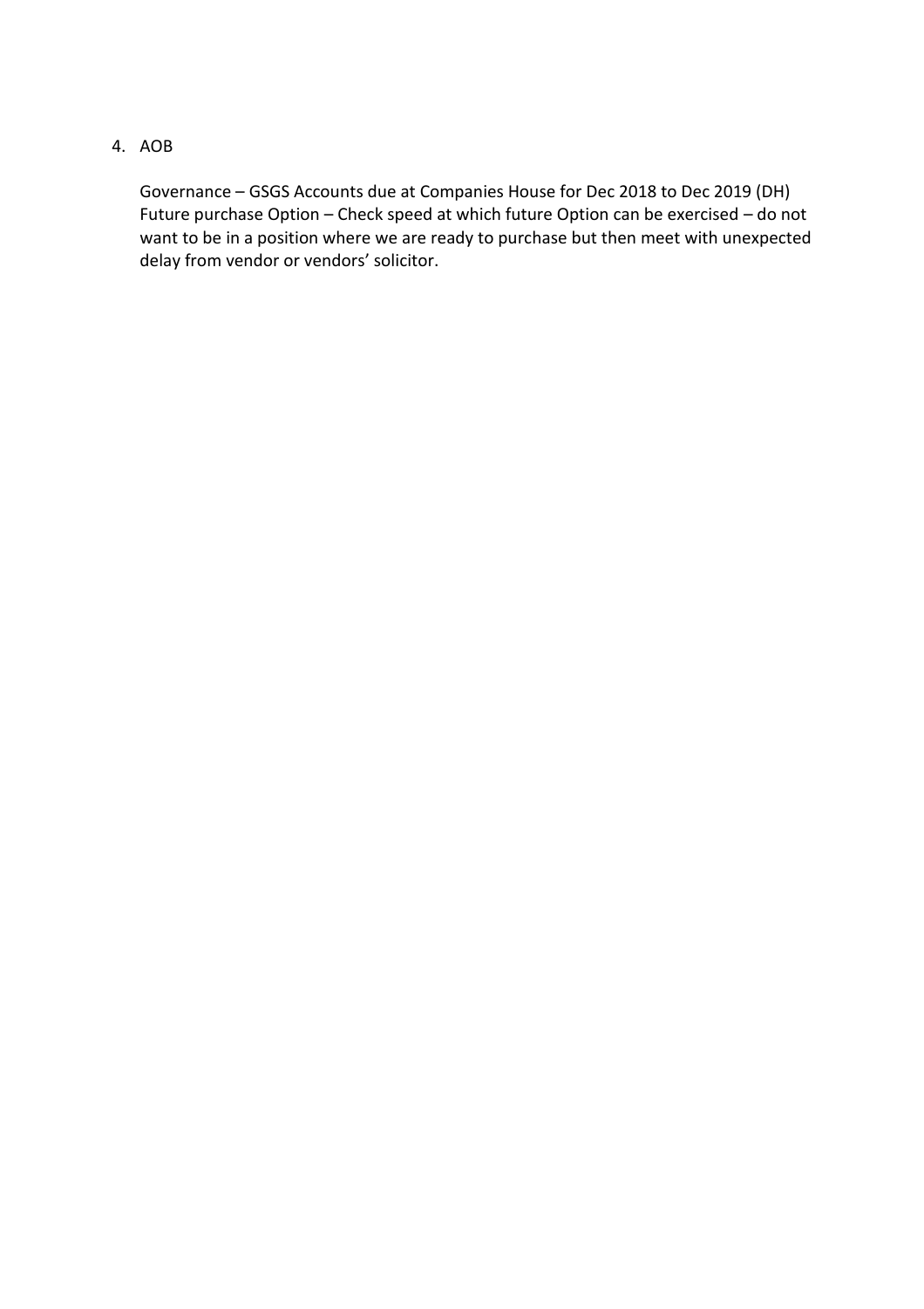4. AOB

   Governance – GSGS Accounts due at Companies House for Dec 2018 to Dec 2019 (DH)
   Future purchase Option – Check speed at which future Option can be exercised – do not want to be in a position where we are ready to purchase but then meet with unexpected delay from vendor or vendors' solicitor.